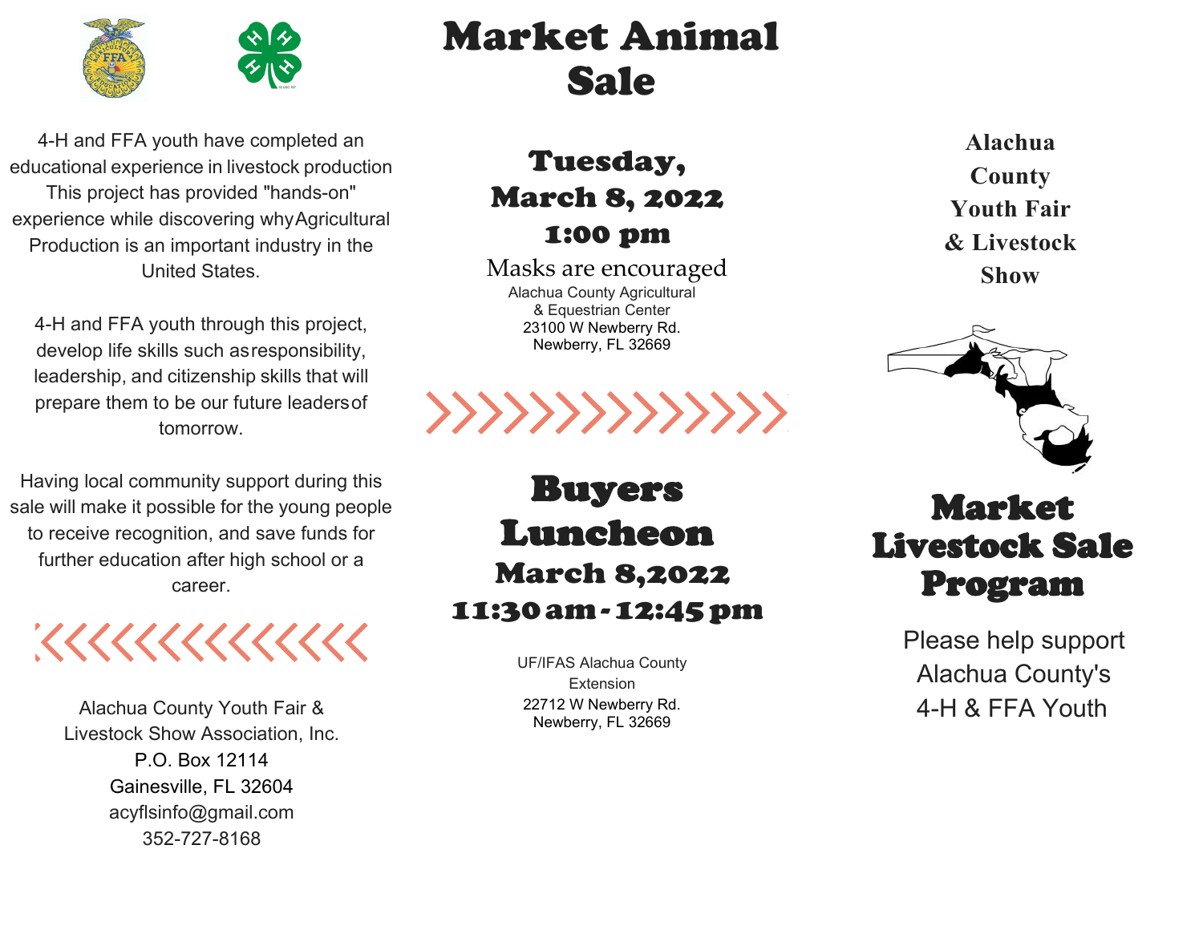4-H and FFA youth have completed an educational experience in livestock production This project has provided "hands-on" experience while discovering why Agricultural Production is an important industry in the United States.

4-H and FFA youth through this project, develop life skills such as responsibility, leadership, and citizenship skills that will prepare them to be our future leaders of tomorrow.

Having local community support during this sale will make it possible for the young people to receive recognition, and save funds for further education after high school or a career.

Alachua County Youth Fair & Livestock Show Association, Inc.
P.O. Box 12114
Gainesville, FL 32604
acyflsinfo@gmail.com
352-727-8168

# Market Animal Sale

## Tuesday, March 8, 2022 1:00 pm

Masks are encouraged

Alachua County Agricultural & Equestrian Center
23100 W Newberry Rd.
Newberry, FL 32669

## Buyers Luncheon

### March 8,2022
### 11:30 am - 12:45 pm

UF/IFAS Alachua County Extension
22712 W Newberry Rd.
Newberry, FL 32669

**Alachua County Youth Fair & Livestock Show**

# Market Livestock Sale Program

Please help support Alachua County's 4-H & FFA Youth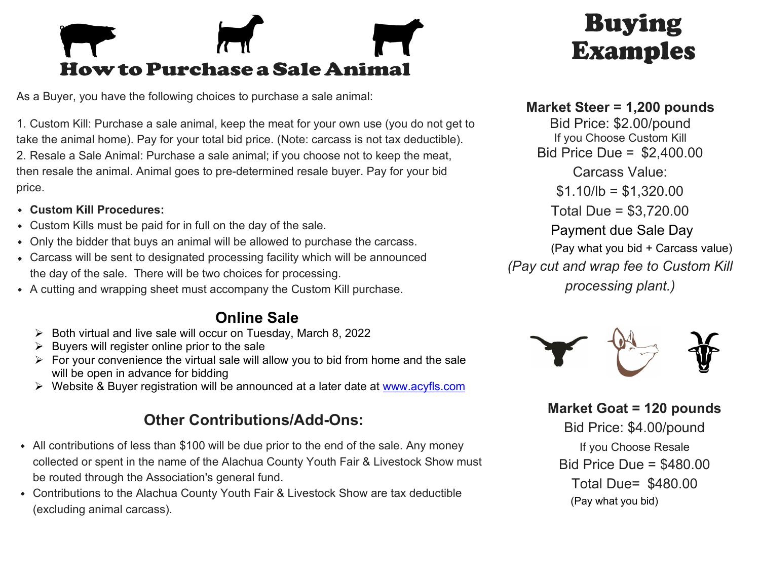# How to Purchase a Sale Animal

As a Buyer, you have the following choices to purchase a sale animal:

1. Custom Kill: Purchase a sale animal, keep the meat for your own use (you do not get to take the animal home). Pay for your total bid price. (Note: carcass is not tax deductible).
2. Resale a Sale Animal: Purchase a sale animal; if you choose not to keep the meat, then resale the animal. Animal goes to pre-determined resale buyer. Pay for your bid price.

- **Custom Kill Procedures:**
- Custom Kills must be paid for in full on the day of the sale.
- Only the bidder that buys an animal will be allowed to purchase the carcass.
- Carcass will be sent to designated processing facility which will be announced the day of the sale. There will be two choices for processing.
- A cutting and wrapping sheet must accompany the Custom Kill purchase.

## Online Sale

- Both virtual and live sale will occur on Tuesday, March 8, 2022
- Buyers will register online prior to the sale
- For your convenience the virtual sale will allow you to bid from home and the sale will be open in advance for bidding
- Website & Buyer registration will be announced at a later date at www.acyfls.com

## Other Contributions/Add-Ons:

- All contributions of less than $100 will be due prior to the end of the sale. Any money collected or spent in the name of the Alachua County Youth Fair & Livestock Show must be routed through the Association's general fund.
- Contributions to the Alachua County Youth Fair & Livestock Show are tax deductible (excluding animal carcass).

# Buying Examples

**Market Steer = 1,200 pounds**

Bid Price: $2.00/pound

If you Choose Custom Kill

Bid Price Due = $2,400.00

Carcass Value:

$1.10/lb = $1,320.00

Total Due = $3,720.00

Payment due Sale Day

(Pay what you bid + Carcass value)

*(Pay cut and wrap fee to Custom Kill processing plant.)*

**Market Goat = 120 pounds**

Bid Price: $4.00/pound

If you Choose Resale

Bid Price Due = $480.00

Total Due= $480.00

(Pay what you bid)